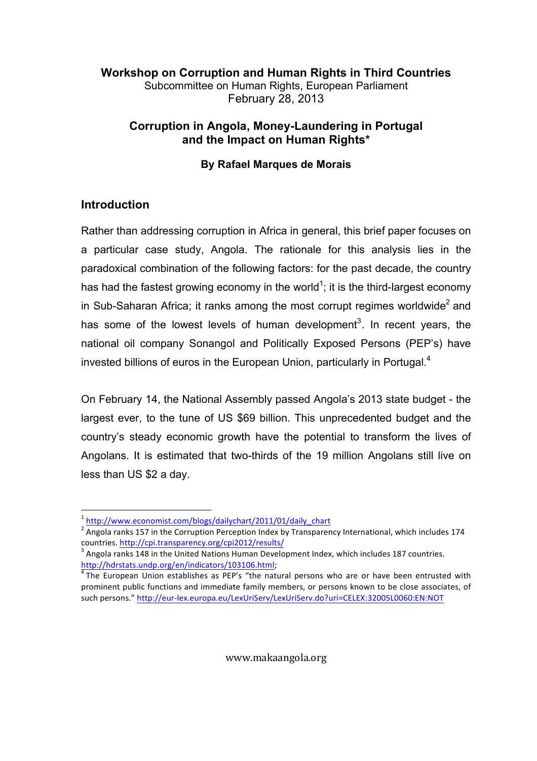**Workshop on Corruption and Human Rights in Third Countries**
Subcommittee on Human Rights, European Parliament
February 28, 2013

# Corruption in Angola, Money-Laundering in Portugal and the Impact on Human Rights*

**By Rafael Marques de Morais**

## Introduction

Rather than addressing corruption in Africa in general, this brief paper focuses on a particular case study, Angola. The rationale for this analysis lies in the paradoxical combination of the following factors: for the past decade, the country has had the fastest growing economy in the world[1]; it is the third-largest economy in Sub-Saharan Africa; it ranks among the most corrupt regimes worldwide[2] and has some of the lowest levels of human development[3]. In recent years, the national oil company Sonangol and Politically Exposed Persons (PEP's) have invested billions of euros in the European Union, particularly in Portugal.[4]

On February 14, the National Assembly passed Angola's 2013 state budget - the largest ever, to the tune of US $69 billion. This unprecedented budget and the country's steady economic growth have the potential to transform the lives of Angolans. It is estimated that two-thirds of the 19 million Angolans still live on less than US $2 a day.

---

[1] http://www.economist.com/blogs/dailychart/2011/01/daily_chart

[2] Angola ranks 157 in the Corruption Perception Index by Transparency International, which includes 174 countries. http://cpi.transparency.org/cpi2012/results/

[3] Angola ranks 148 in the United Nations Human Development Index, which includes 187 countries. http://hdrstats.undp.org/en/indicators/103106.html;

[4] The European Union establishes as PEP's "the natural persons who are or have been entrusted with prominent public functions and immediate family members, or persons known to be close associates, of such persons." http://eur-lex.europa.eu/LexUriServ/LexUriServ.do?uri=CELEX:32005L0060:EN:NOT

www.makaangola.org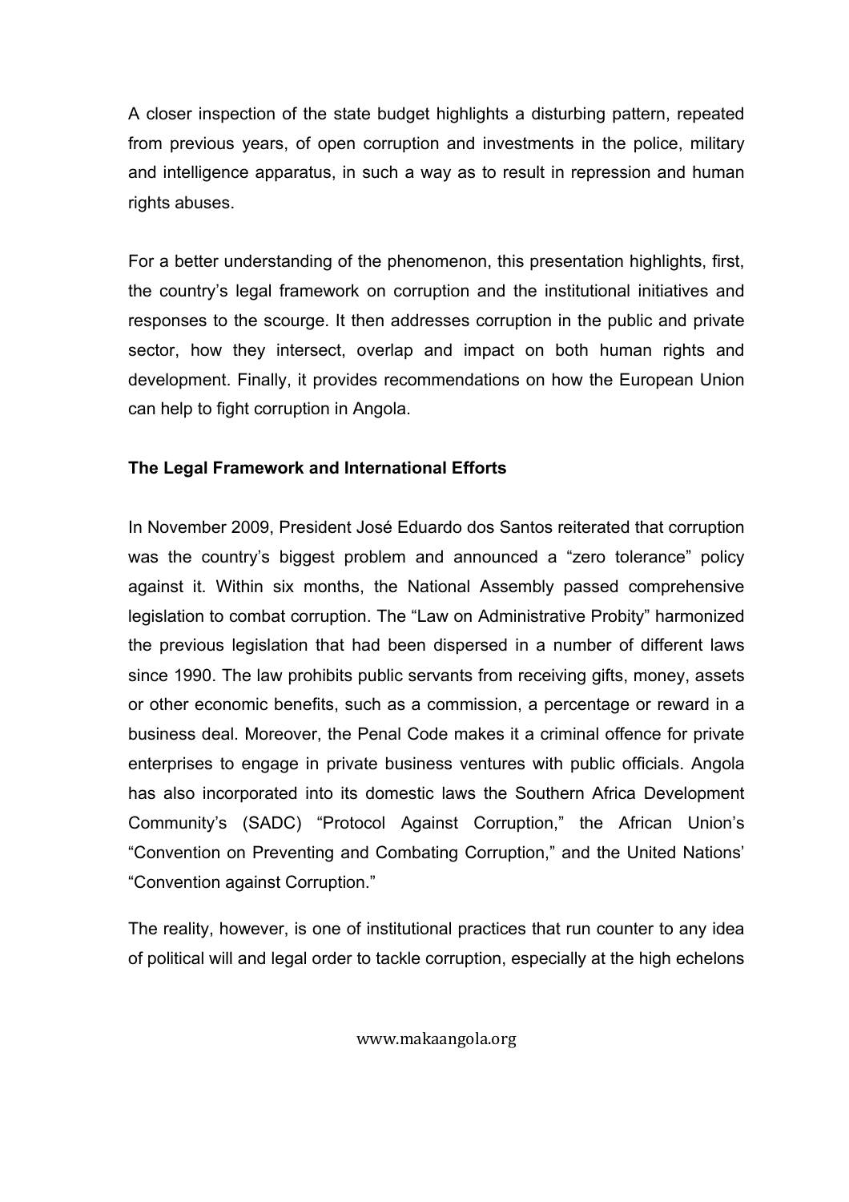A closer inspection of the state budget highlights a disturbing pattern, repeated from previous years, of open corruption and investments in the police, military and intelligence apparatus, in such a way as to result in repression and human rights abuses.

For a better understanding of the phenomenon, this presentation highlights, first, the country's legal framework on corruption and the institutional initiatives and responses to the scourge. It then addresses corruption in the public and private sector, how they intersect, overlap and impact on both human rights and development. Finally, it provides recommendations on how the European Union can help to fight corruption in Angola.

**The Legal Framework and International Efforts**

In November 2009, President José Eduardo dos Santos reiterated that corruption was the country's biggest problem and announced a "zero tolerance" policy against it. Within six months, the National Assembly passed comprehensive legislation to combat corruption. The "Law on Administrative Probity" harmonized the previous legislation that had been dispersed in a number of different laws since 1990. The law prohibits public servants from receiving gifts, money, assets or other economic benefits, such as a commission, a percentage or reward in a business deal. Moreover, the Penal Code makes it a criminal offence for private enterprises to engage in private business ventures with public officials. Angola has also incorporated into its domestic laws the Southern Africa Development Community's (SADC) "Protocol Against Corruption," the African Union's "Convention on Preventing and Combating Corruption," and the United Nations' "Convention against Corruption."

The reality, however, is one of institutional practices that run counter to any idea of political will and legal order to tackle corruption, especially at the high echelons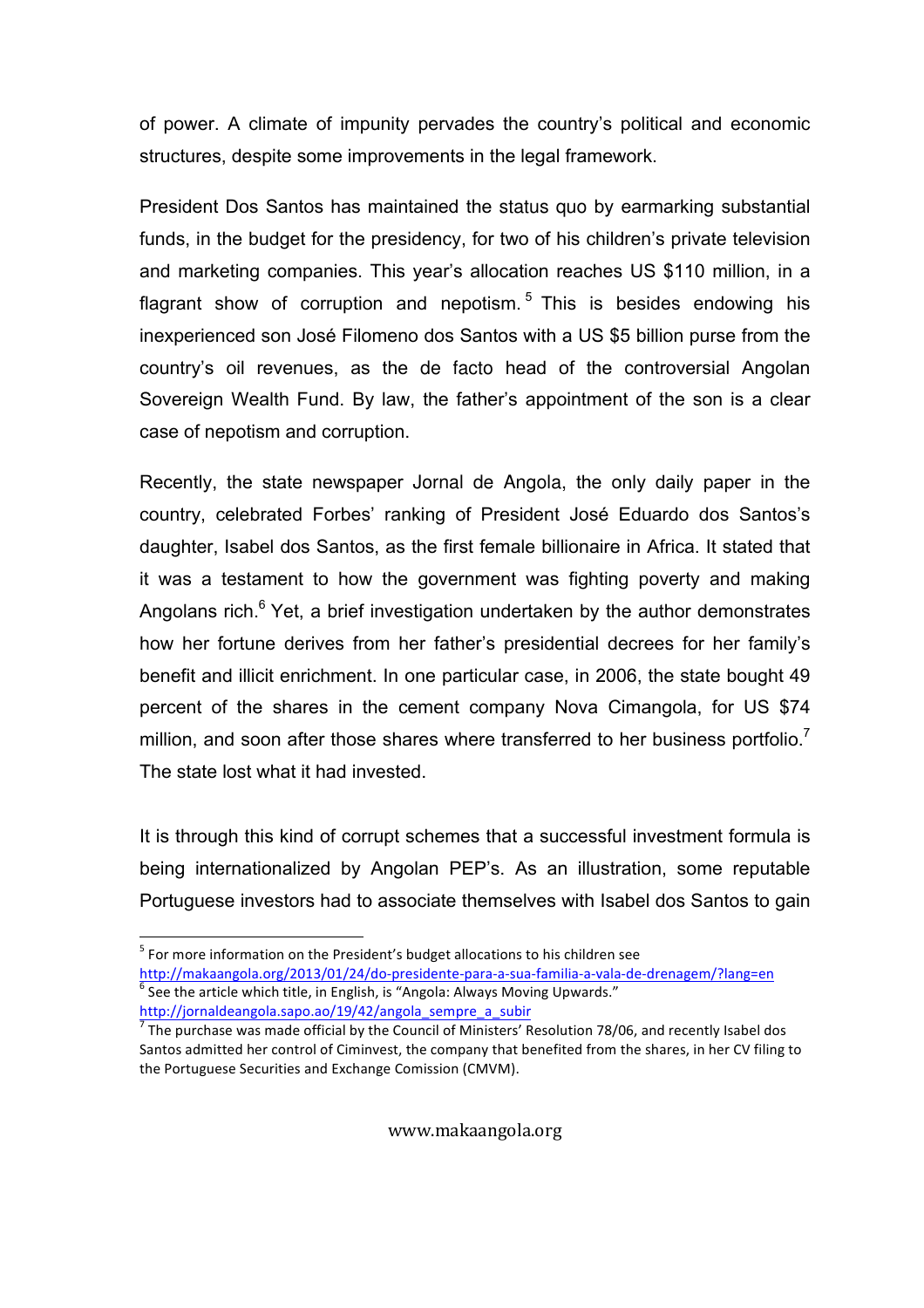of power. A climate of impunity pervades the country's political and economic structures, despite some improvements in the legal framework.

President Dos Santos has maintained the status quo by earmarking substantial funds, in the budget for the presidency, for two of his children's private television and marketing companies. This year's allocation reaches US $110 million, in a flagrant show of corruption and nepotism.[5] This is besides endowing his inexperienced son José Filomeno dos Santos with a US $5 billion purse from the country's oil revenues, as the de facto head of the controversial Angolan Sovereign Wealth Fund. By law, the father's appointment of the son is a clear case of nepotism and corruption.

Recently, the state newspaper Jornal de Angola, the only daily paper in the country, celebrated Forbes' ranking of President José Eduardo dos Santos's daughter, Isabel dos Santos, as the first female billionaire in Africa. It stated that it was a testament to how the government was fighting poverty and making Angolans rich.[6] Yet, a brief investigation undertaken by the author demonstrates how her fortune derives from her father's presidential decrees for her family's benefit and illicit enrichment. In one particular case, in 2006, the state bought 49 percent of the shares in the cement company Nova Cimangola, for US $74 million, and soon after those shares where transferred to her business portfolio.[7] The state lost what it had invested.

It is through this kind of corrupt schemes that a successful investment formula is being internationalized by Angolan PEP's. As an illustration, some reputable Portuguese investors had to associate themselves with Isabel dos Santos to gain

---

[5] For more information on the President's budget allocations to his children see http://makaangola.org/2013/01/24/do-presidente-para-a-sua-familia-a-vala-de-drenagem/?lang=en

[6] See the article which title, in English, is "Angola: Always Moving Upwards." http://jornaldeangola.sapo.ao/19/42/angola_sempre_a_subir

[7] The purchase was made official by the Council of Ministers' Resolution 78/06, and recently Isabel dos Santos admitted her control of Ciminvest, the company that benefited from the shares, in her CV filing to the Portuguese Securities and Exchange Comission (CMVM).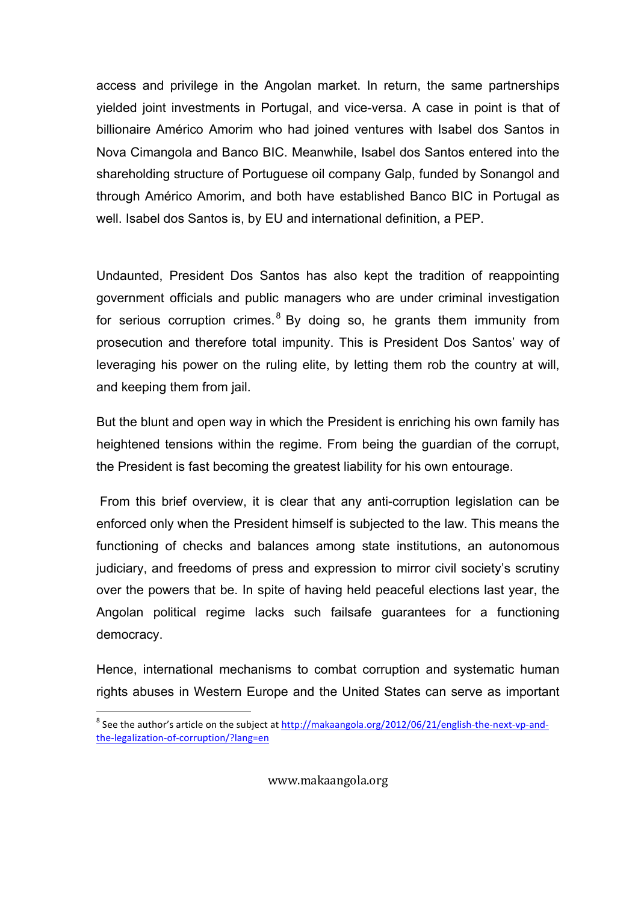access and privilege in the Angolan market. In return, the same partnerships yielded joint investments in Portugal, and vice-versa. A case in point is that of billionaire Américo Amorim who had joined ventures with Isabel dos Santos in Nova Cimangola and Banco BIC. Meanwhile, Isabel dos Santos entered into the shareholding structure of Portuguese oil company Galp, funded by Sonangol and through Américo Amorim, and both have established Banco BIC in Portugal as well. Isabel dos Santos is, by EU and international definition, a PEP.

Undaunted, President Dos Santos has also kept the tradition of reappointing government officials and public managers who are under criminal investigation for serious corruption crimes.[8] By doing so, he grants them immunity from prosecution and therefore total impunity. This is President Dos Santos' way of leveraging his power on the ruling elite, by letting them rob the country at will, and keeping them from jail.

But the blunt and open way in which the President is enriching his own family has heightened tensions within the regime. From being the guardian of the corrupt, the President is fast becoming the greatest liability for his own entourage.

From this brief overview, it is clear that any anti-corruption legislation can be enforced only when the President himself is subjected to the law. This means the functioning of checks and balances among state institutions, an autonomous judiciary, and freedoms of press and expression to mirror civil society's scrutiny over the powers that be. In spite of having held peaceful elections last year, the Angolan political regime lacks such failsafe guarantees for a functioning democracy.

Hence, international mechanisms to combat corruption and systematic human rights abuses in Western Europe and the United States can serve as important

[8] See the author's article on the subject at http://makaangola.org/2012/06/21/english-the-next-vp-and-the-legalization-of-corruption/?lang=en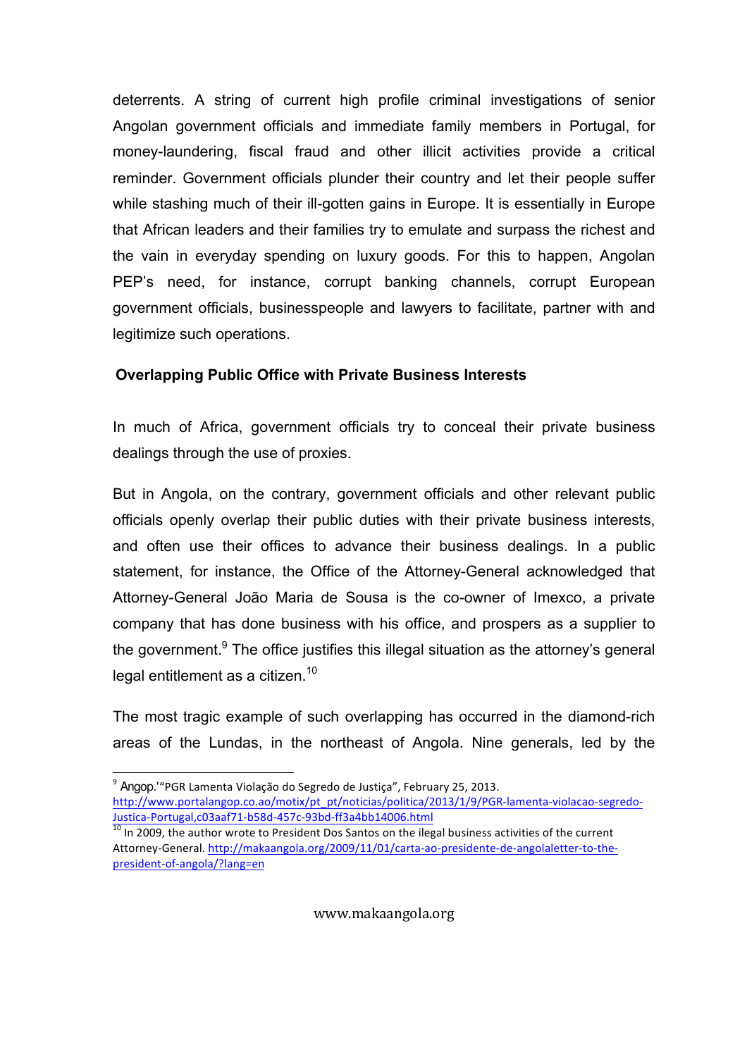deterrents. A string of current high profile criminal investigations of senior Angolan government officials and immediate family members in Portugal, for money-laundering, fiscal fraud and other illicit activities provide a critical reminder. Government officials plunder their country and let their people suffer while stashing much of their ill-gotten gains in Europe. It is essentially in Europe that African leaders and their families try to emulate and surpass the richest and the vain in everyday spending on luxury goods. For this to happen, Angolan PEP's need, for instance, corrupt banking channels, corrupt European government officials, businesspeople and lawyers to facilitate, partner with and legitimize such operations.

### Overlapping Public Office with Private Business Interests

In much of Africa, government officials try to conceal their private business dealings through the use of proxies.

But in Angola, on the contrary, government officials and other relevant public officials openly overlap their public duties with their private business interests, and often use their offices to advance their business dealings. In a public statement, for instance, the Office of the Attorney-General acknowledged that Attorney-General João Maria de Sousa is the co-owner of Imexco, a private company that has done business with his office, and prospers as a supplier to the government.[9] The office justifies this illegal situation as the attorney's general legal entitlement as a citizen.[10]

The most tragic example of such overlapping has occurred in the diamond-rich areas of the Lundas, in the northeast of Angola. Nine generals, led by the

---

[9] Angop.'"PGR Lamenta Violação do Segredo de Justiça", February 25, 2013. http://www.portalangop.co.ao/motix/pt_pt/noticias/politica/2013/1/9/PGR-lamenta-violacao-segredo-Justica-Portugal,c03aaf71-b58d-457c-93bd-ff3a4bb14006.html

[10] In 2009, the author wrote to President Dos Santos on the ilegal business activities of the current Attorney-General. http://makaangola.org/2009/11/01/carta-ao-presidente-de-angolaletter-to-the-president-of-angola/?lang=en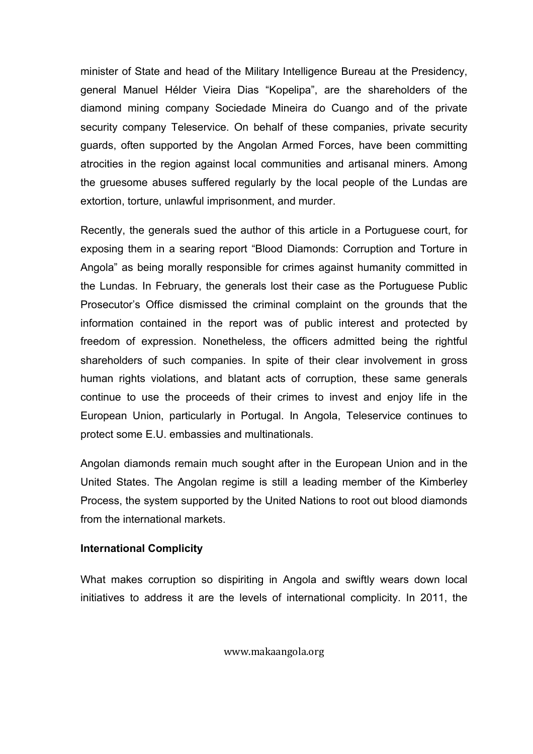minister of State and head of the Military Intelligence Bureau at the Presidency, general Manuel Hélder Vieira Dias "Kopelipa", are the shareholders of the diamond mining company Sociedade Mineira do Cuango and of the private security company Teleservice. On behalf of these companies, private security guards, often supported by the Angolan Armed Forces, have been committing atrocities in the region against local communities and artisanal miners. Among the gruesome abuses suffered regularly by the local people of the Lundas are extortion, torture, unlawful imprisonment, and murder.

Recently, the generals sued the author of this article in a Portuguese court, for exposing them in a searing report "Blood Diamonds: Corruption and Torture in Angola" as being morally responsible for crimes against humanity committed in the Lundas. In February, the generals lost their case as the Portuguese Public Prosecutor's Office dismissed the criminal complaint on the grounds that the information contained in the report was of public interest and protected by freedom of expression. Nonetheless, the officers admitted being the rightful shareholders of such companies. In spite of their clear involvement in gross human rights violations, and blatant acts of corruption, these same generals continue to use the proceeds of their crimes to invest and enjoy life in the European Union, particularly in Portugal. In Angola, Teleservice continues to protect some E.U. embassies and multinationals.

Angolan diamonds remain much sought after in the European Union and in the United States. The Angolan regime is still a leading member of the Kimberley Process, the system supported by the United Nations to root out blood diamonds from the international markets.

**International Complicity**

What makes corruption so dispiriting in Angola and swiftly wears down local initiatives to address it are the levels of international complicity. In 2011, the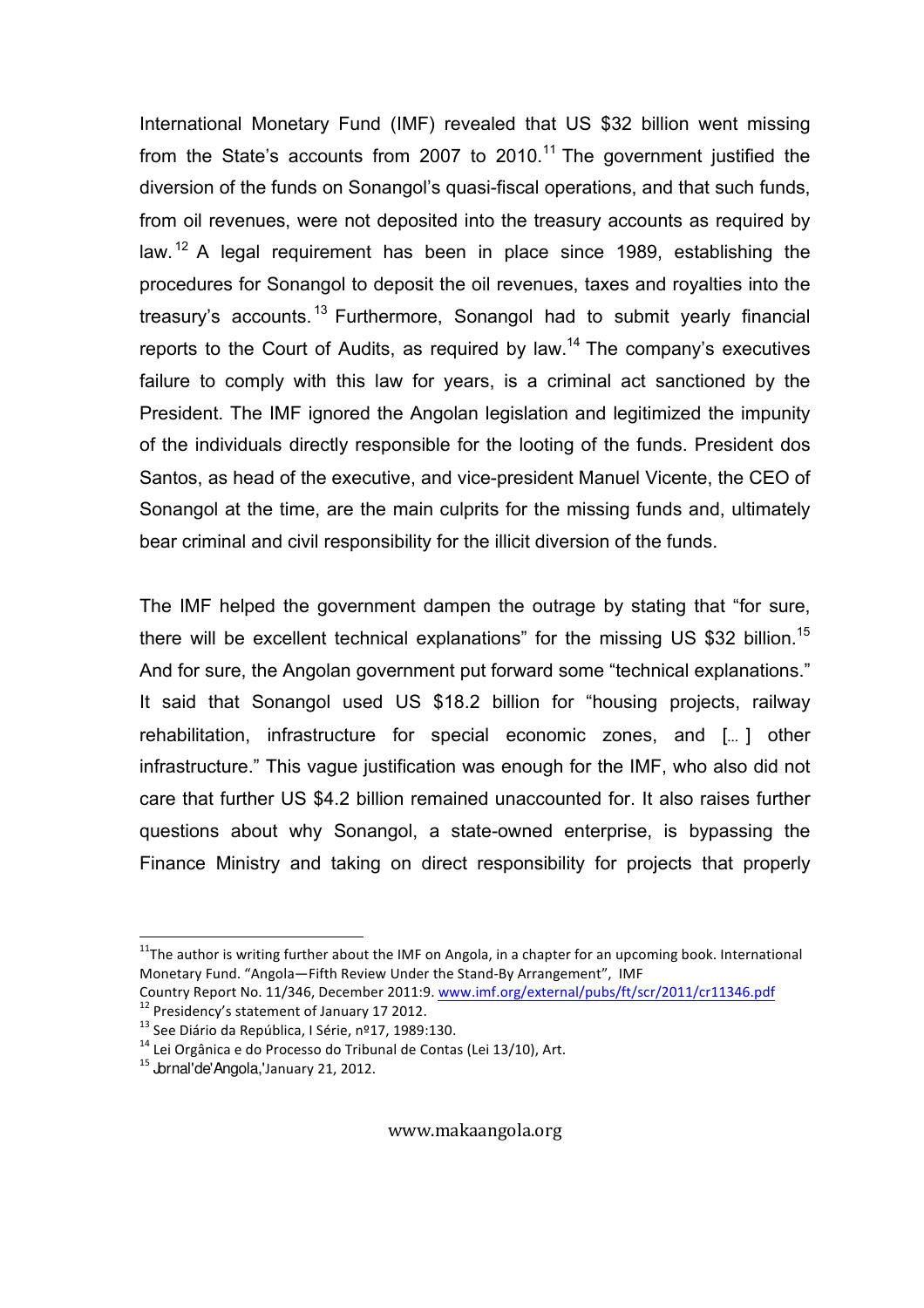International Monetary Fund (IMF) revealed that US $32 billion went missing from the State's accounts from 2007 to 2010.[11] The government justified the diversion of the funds on Sonangol's quasi-fiscal operations, and that such funds, from oil revenues, were not deposited into the treasury accounts as required by law.[12] A legal requirement has been in place since 1989, establishing the procedures for Sonangol to deposit the oil revenues, taxes and royalties into the treasury's accounts.[13] Furthermore, Sonangol had to submit yearly financial reports to the Court of Audits, as required by law.[14] The company's executives failure to comply with this law for years, is a criminal act sanctioned by the President. The IMF ignored the Angolan legislation and legitimized the impunity of the individuals directly responsible for the looting of the funds. President dos Santos, as head of the executive, and vice-president Manuel Vicente, the CEO of Sonangol at the time, are the main culprits for the missing funds and, ultimately bear criminal and civil responsibility for the illicit diversion of the funds.

The IMF helped the government dampen the outrage by stating that "for sure, there will be excellent technical explanations" for the missing US $32 billion.[15] And for sure, the Angolan government put forward some "technical explanations." It said that Sonangol used US $18.2 billion for "housing projects, railway rehabilitation, infrastructure for special economic zones, and [… ] other infrastructure." This vague justification was enough for the IMF, who also did not care that further US $4.2 billion remained unaccounted for. It also raises further questions about why Sonangol, a state-owned enterprise, is bypassing the Finance Ministry and taking on direct responsibility for projects that properly

---

[11] The author is writing further about the IMF on Angola, in a chapter for an upcoming book. International Monetary Fund. "Angola—Fifth Review Under the Stand-By Arrangement", IMF Country Report No. 11/346, December 2011:9. www.imf.org/external/pubs/ft/scr/2011/cr11346.pdf

[12] Presidency's statement of January 17 2012.

[13] See Diário da República, I Série, nº17, 1989:130.

[14] Lei Orgânica e do Processo do Tribunal de Contas (Lei 13/10), Art.

[15] Jornal de Angola, January 21, 2012.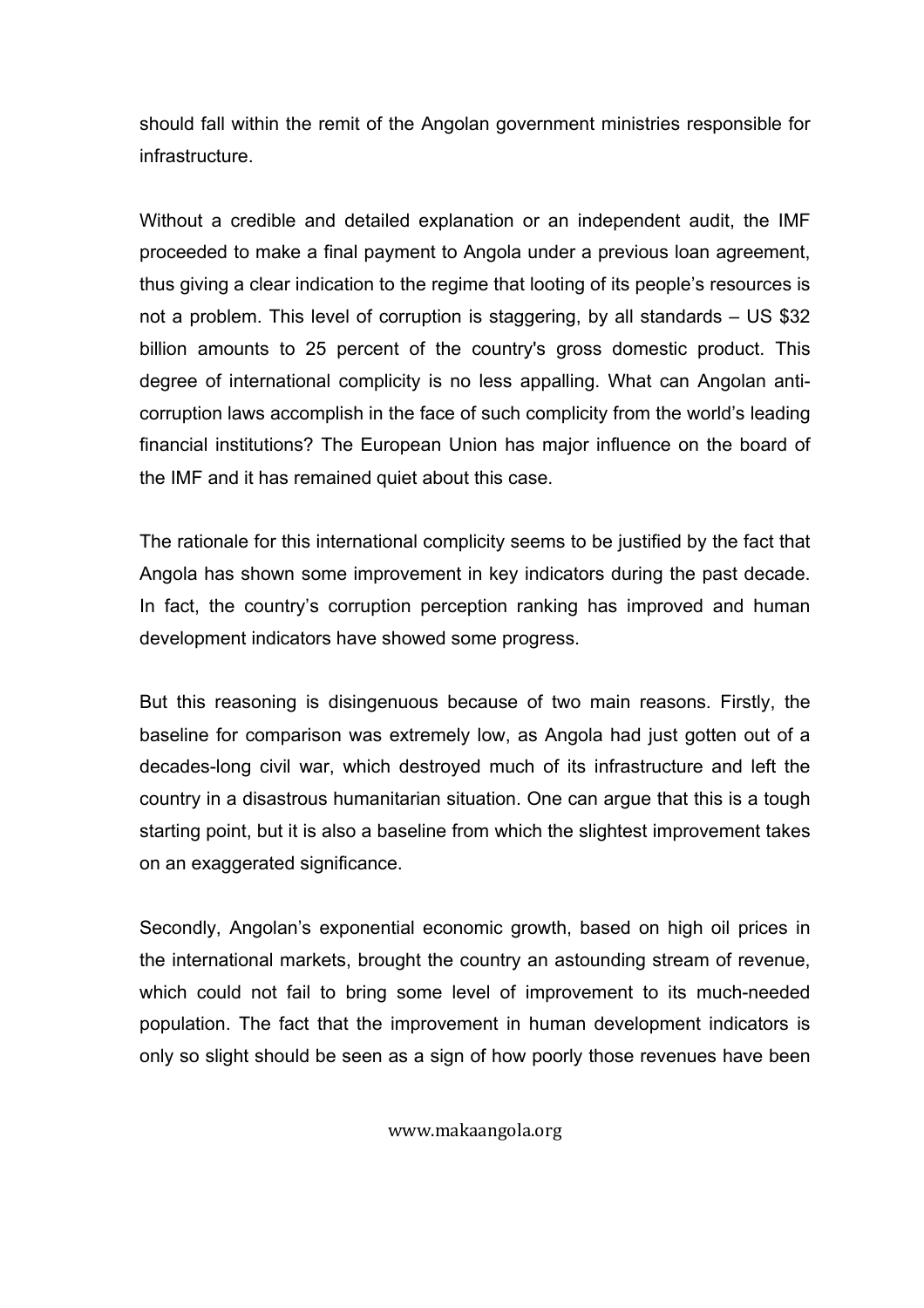should fall within the remit of the Angolan government ministries responsible for infrastructure.

Without a credible and detailed explanation or an independent audit, the IMF proceeded to make a final payment to Angola under a previous loan agreement, thus giving a clear indication to the regime that looting of its people's resources is not a problem. This level of corruption is staggering, by all standards – US $32 billion amounts to 25 percent of the country's gross domestic product. This degree of international complicity is no less appalling. What can Angolan anti-corruption laws accomplish in the face of such complicity from the world's leading financial institutions? The European Union has major influence on the board of the IMF and it has remained quiet about this case.

The rationale for this international complicity seems to be justified by the fact that Angola has shown some improvement in key indicators during the past decade. In fact, the country's corruption perception ranking has improved and human development indicators have showed some progress.

But this reasoning is disingenuous because of two main reasons. Firstly, the baseline for comparison was extremely low, as Angola had just gotten out of a decades-long civil war, which destroyed much of its infrastructure and left the country in a disastrous humanitarian situation. One can argue that this is a tough starting point, but it is also a baseline from which the slightest improvement takes on an exaggerated significance.

Secondly, Angolan's exponential economic growth, based on high oil prices in the international markets, brought the country an astounding stream of revenue, which could not fail to bring some level of improvement to its much-needed population. The fact that the improvement in human development indicators is only so slight should be seen as a sign of how poorly those revenues have been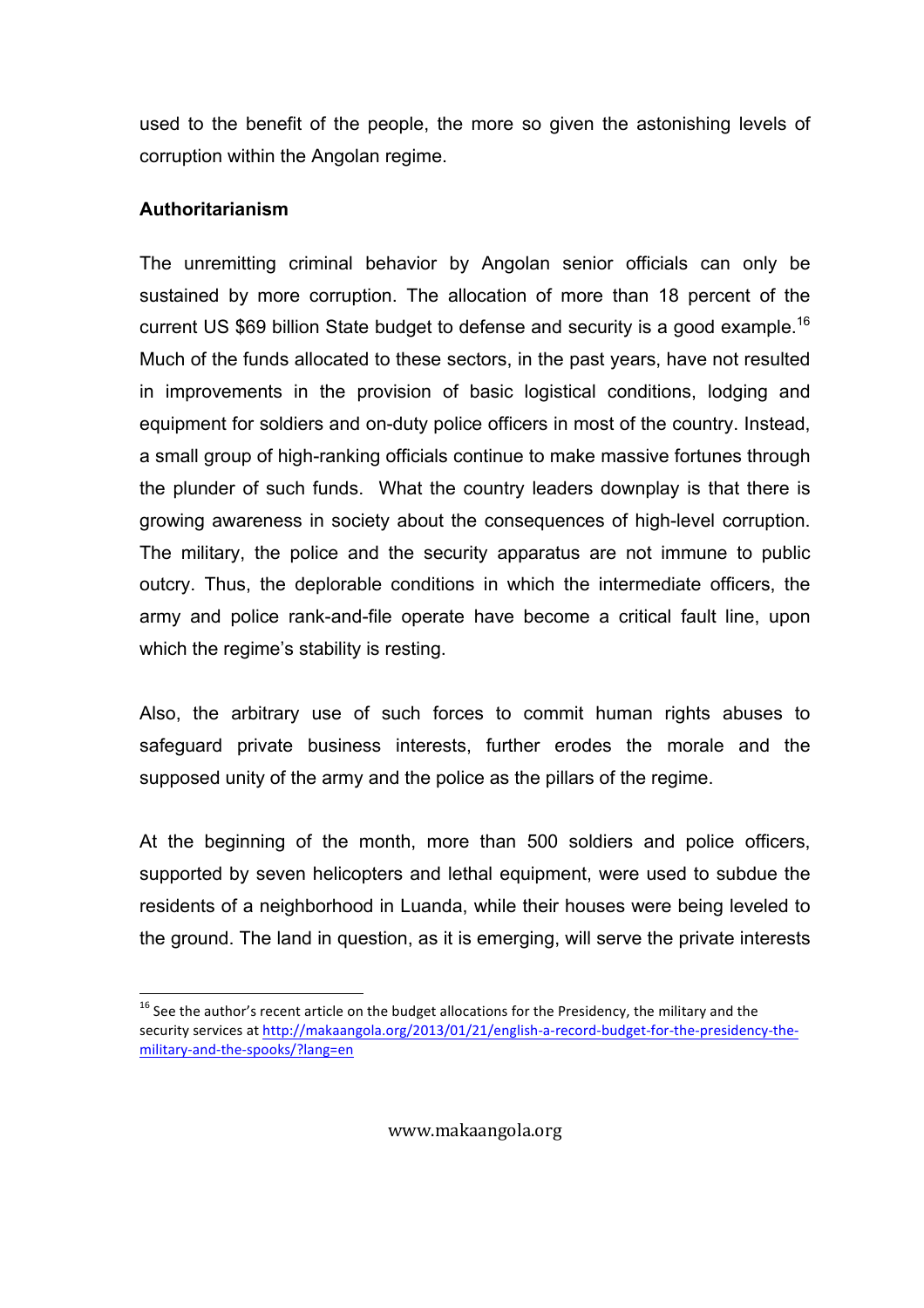used to the benefit of the people, the more so given the astonishing levels of corruption within the Angolan regime.

**Authoritarianism**

The unremitting criminal behavior by Angolan senior officials can only be sustained by more corruption. The allocation of more than 18 percent of the current US $69 billion State budget to defense and security is a good example.[16] Much of the funds allocated to these sectors, in the past years, have not resulted in improvements in the provision of basic logistical conditions, lodging and equipment for soldiers and on-duty police officers in most of the country. Instead, a small group of high-ranking officials continue to make massive fortunes through the plunder of such funds. What the country leaders downplay is that there is growing awareness in society about the consequences of high-level corruption. The military, the police and the security apparatus are not immune to public outcry. Thus, the deplorable conditions in which the intermediate officers, the army and police rank-and-file operate have become a critical fault line, upon which the regime's stability is resting.

Also, the arbitrary use of such forces to commit human rights abuses to safeguard private business interests, further erodes the morale and the supposed unity of the army and the police as the pillars of the regime.

At the beginning of the month, more than 500 soldiers and police officers, supported by seven helicopters and lethal equipment, were used to subdue the residents of a neighborhood in Luanda, while their houses were being leveled to the ground. The land in question, as it is emerging, will serve the private interests

[16] See the author's recent article on the budget allocations for the Presidency, the military and the security services at http://makaangola.org/2013/01/21/english-a-record-budget-for-the-presidency-the-military-and-the-spooks/?lang=en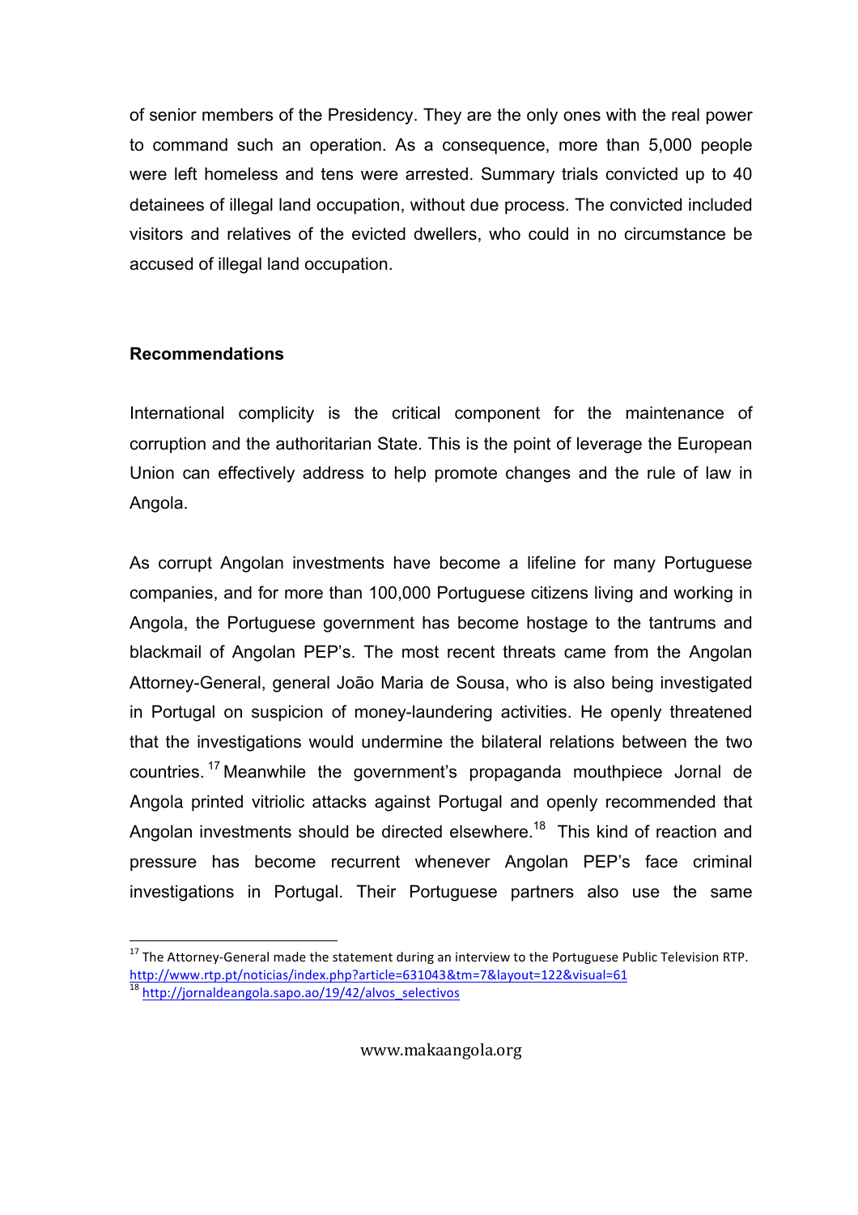of senior members of the Presidency. They are the only ones with the real power to command such an operation. As a consequence, more than 5,000 people were left homeless and tens were arrested. Summary trials convicted up to 40 detainees of illegal land occupation, without due process. The convicted included visitors and relatives of the evicted dwellers, who could in no circumstance be accused of illegal land occupation.

## Recommendations

International complicity is the critical component for the maintenance of corruption and the authoritarian State. This is the point of leverage the European Union can effectively address to help promote changes and the rule of law in Angola.

As corrupt Angolan investments have become a lifeline for many Portuguese companies, and for more than 100,000 Portuguese citizens living and working in Angola, the Portuguese government has become hostage to the tantrums and blackmail of Angolan PEP's. The most recent threats came from the Angolan Attorney-General, general João Maria de Sousa, who is also being investigated in Portugal on suspicion of money-laundering activities. He openly threatened that the investigations would undermine the bilateral relations between the two countries.[17] Meanwhile the government's propaganda mouthpiece Jornal de Angola printed vitriolic attacks against Portugal and openly recommended that Angolan investments should be directed elsewhere.[18] This kind of reaction and pressure has become recurrent whenever Angolan PEP's face criminal investigations in Portugal. Their Portuguese partners also use the same

---

[17] The Attorney-General made the statement during an interview to the Portuguese Public Television RTP. http://www.rtp.pt/noticias/index.php?article=631043&tm=7&layout=122&visual=61

[18] http://jornaldeangola.sapo.ao/19/42/alvos_selectivos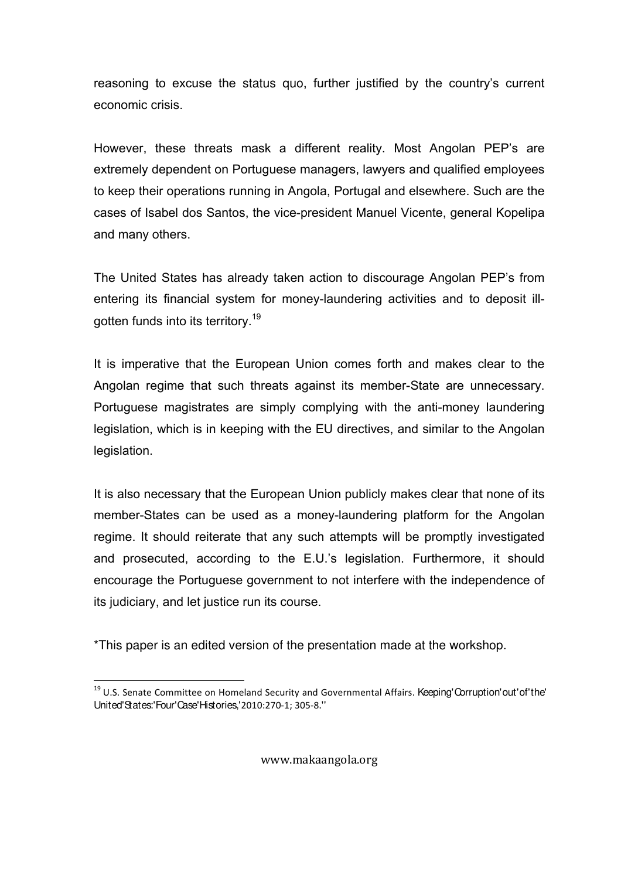reasoning to excuse the status quo, further justified by the country's current economic crisis.

However, these threats mask a different reality. Most Angolan PEP's are extremely dependent on Portuguese managers, lawyers and qualified employees to keep their operations running in Angola, Portugal and elsewhere. Such are the cases of Isabel dos Santos, the vice-president Manuel Vicente, general Kopelipa and many others.

The United States has already taken action to discourage Angolan PEP's from entering its financial system for money-laundering activities and to deposit ill-gotten funds into its territory.[19]

It is imperative that the European Union comes forth and makes clear to the Angolan regime that such threats against its member-State are unnecessary. Portuguese magistrates are simply complying with the anti-money laundering legislation, which is in keeping with the EU directives, and similar to the Angolan legislation.

It is also necessary that the European Union publicly makes clear that none of its member-States can be used as a money-laundering platform for the Angolan regime. It should reiterate that any such attempts will be promptly investigated and prosecuted, according to the E.U.'s legislation. Furthermore, it should encourage the Portuguese government to not interfere with the independence of its judiciary, and let justice run its course.

*This paper is an edited version of the presentation made at the workshop.

---

[19] U.S. Senate Committee on Homeland Security and Governmental Affairs. *Keeping Corruption out of the United States: Four Case Histories*, 2010: 270-1; 305-8.